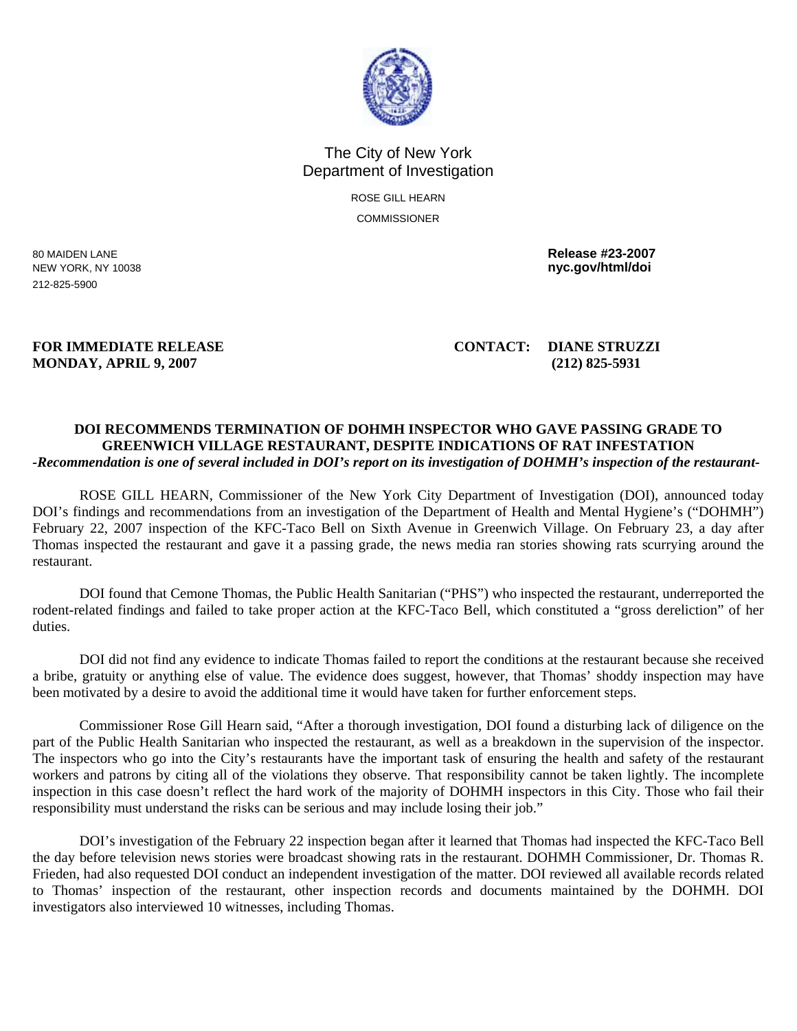The City of New York
Department of Investigation

ROSE GILL HEARN
COMMISSIONER

80 MAIDEN LANE
NEW YORK, NY 10038
212-825-5900

**Release #23-2007**
**nyc.gov/html/doi**

**FOR IMMEDIATE RELEASE**
**MONDAY, APRIL 9, 2007**

**CONTACT: DIANE STRUZZI**
**(212) 825-5931**

## DOI RECOMMENDS TERMINATION OF DOHMH INSPECTOR WHO GAVE PASSING GRADE TO GREENWICH VILLAGE RESTAURANT, DESPITE INDICATIONS OF RAT INFESTATION

***-Recommendation is one of several included in DOI's report on its investigation of DOHMH's inspection of the restaurant-***

ROSE GILL HEARN, Commissioner of the New York City Department of Investigation (DOI), announced today DOI's findings and recommendations from an investigation of the Department of Health and Mental Hygiene's ("DOHMH") February 22, 2007 inspection of the KFC-Taco Bell on Sixth Avenue in Greenwich Village. On February 23, a day after Thomas inspected the restaurant and gave it a passing grade, the news media ran stories showing rats scurrying around the restaurant.

DOI found that Cemone Thomas, the Public Health Sanitarian ("PHS") who inspected the restaurant, underreported the rodent-related findings and failed to take proper action at the KFC-Taco Bell, which constituted a "gross dereliction" of her duties.

DOI did not find any evidence to indicate Thomas failed to report the conditions at the restaurant because she received a bribe, gratuity or anything else of value. The evidence does suggest, however, that Thomas' shoddy inspection may have been motivated by a desire to avoid the additional time it would have taken for further enforcement steps.

Commissioner Rose Gill Hearn said, "After a thorough investigation, DOI found a disturbing lack of diligence on the part of the Public Health Sanitarian who inspected the restaurant, as well as a breakdown in the supervision of the inspector. The inspectors who go into the City's restaurants have the important task of ensuring the health and safety of the restaurant workers and patrons by citing all of the violations they observe. That responsibility cannot be taken lightly. The incomplete inspection in this case doesn't reflect the hard work of the majority of DOHMH inspectors in this City. Those who fail their responsibility must understand the risks can be serious and may include losing their job."

DOI's investigation of the February 22 inspection began after it learned that Thomas had inspected the KFC-Taco Bell the day before television news stories were broadcast showing rats in the restaurant. DOHMH Commissioner, Dr. Thomas R. Frieden, had also requested DOI conduct an independent investigation of the matter. DOI reviewed all available records related to Thomas' inspection of the restaurant, other inspection records and documents maintained by the DOHMH. DOI investigators also interviewed 10 witnesses, including Thomas.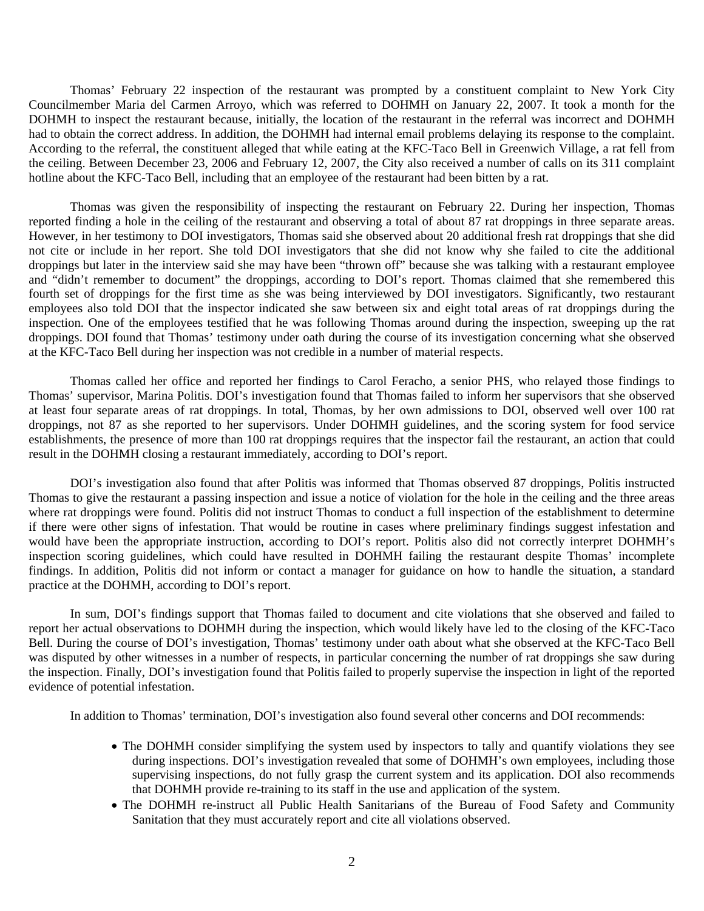Thomas' February 22 inspection of the restaurant was prompted by a constituent complaint to New York City Councilmember Maria del Carmen Arroyo, which was referred to DOHMH on January 22, 2007. It took a month for the DOHMH to inspect the restaurant because, initially, the location of the restaurant in the referral was incorrect and DOHMH had to obtain the correct address. In addition, the DOHMH had internal email problems delaying its response to the complaint. According to the referral, the constituent alleged that while eating at the KFC-Taco Bell in Greenwich Village, a rat fell from the ceiling. Between December 23, 2006 and February 12, 2007, the City also received a number of calls on its 311 complaint hotline about the KFC-Taco Bell, including that an employee of the restaurant had been bitten by a rat.

Thomas was given the responsibility of inspecting the restaurant on February 22. During her inspection, Thomas reported finding a hole in the ceiling of the restaurant and observing a total of about 87 rat droppings in three separate areas. However, in her testimony to DOI investigators, Thomas said she observed about 20 additional fresh rat droppings that she did not cite or include in her report. She told DOI investigators that she did not know why she failed to cite the additional droppings but later in the interview said she may have been "thrown off" because she was talking with a restaurant employee and "didn't remember to document" the droppings, according to DOI's report. Thomas claimed that she remembered this fourth set of droppings for the first time as she was being interviewed by DOI investigators. Significantly, two restaurant employees also told DOI that the inspector indicated she saw between six and eight total areas of rat droppings during the inspection. One of the employees testified that he was following Thomas around during the inspection, sweeping up the rat droppings. DOI found that Thomas' testimony under oath during the course of its investigation concerning what she observed at the KFC-Taco Bell during her inspection was not credible in a number of material respects.

Thomas called her office and reported her findings to Carol Feracho, a senior PHS, who relayed those findings to Thomas' supervisor, Marina Politis. DOI's investigation found that Thomas failed to inform her supervisors that she observed at least four separate areas of rat droppings. In total, Thomas, by her own admissions to DOI, observed well over 100 rat droppings, not 87 as she reported to her supervisors. Under DOHMH guidelines, and the scoring system for food service establishments, the presence of more than 100 rat droppings requires that the inspector fail the restaurant, an action that could result in the DOHMH closing a restaurant immediately, according to DOI's report.

DOI's investigation also found that after Politis was informed that Thomas observed 87 droppings, Politis instructed Thomas to give the restaurant a passing inspection and issue a notice of violation for the hole in the ceiling and the three areas where rat droppings were found. Politis did not instruct Thomas to conduct a full inspection of the establishment to determine if there were other signs of infestation. That would be routine in cases where preliminary findings suggest infestation and would have been the appropriate instruction, according to DOI's report. Politis also did not correctly interpret DOHMH's inspection scoring guidelines, which could have resulted in DOHMH failing the restaurant despite Thomas' incomplete findings. In addition, Politis did not inform or contact a manager for guidance on how to handle the situation, a standard practice at the DOHMH, according to DOI's report.

In sum, DOI's findings support that Thomas failed to document and cite violations that she observed and failed to report her actual observations to DOHMH during the inspection, which would likely have led to the closing of the KFC-Taco Bell. During the course of DOI's investigation, Thomas' testimony under oath about what she observed at the KFC-Taco Bell was disputed by other witnesses in a number of respects, in particular concerning the number of rat droppings she saw during the inspection. Finally, DOI's investigation found that Politis failed to properly supervise the inspection in light of the reported evidence of potential infestation.

In addition to Thomas' termination, DOI's investigation also found several other concerns and DOI recommends:

- The DOHMH consider simplifying the system used by inspectors to tally and quantify violations they see during inspections. DOI's investigation revealed that some of DOHMH's own employees, including those supervising inspections, do not fully grasp the current system and its application. DOI also recommends that DOHMH provide re-training to its staff in the use and application of the system.
- The DOHMH re-instruct all Public Health Sanitarians of the Bureau of Food Safety and Community Sanitation that they must accurately report and cite all violations observed.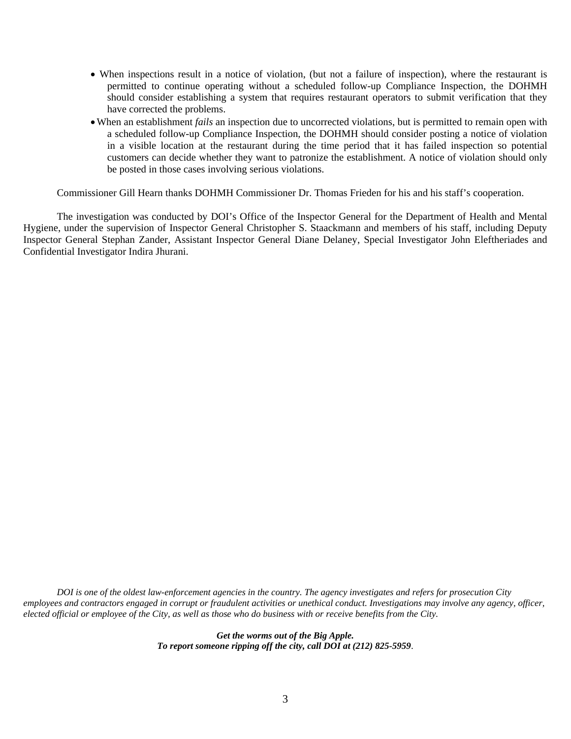- When inspections result in a notice of violation, (but not a failure of inspection), where the restaurant is permitted to continue operating without a scheduled follow-up Compliance Inspection, the DOHMH should consider establishing a system that requires restaurant operators to submit verification that they have corrected the problems.
- When an establishment *fails* an inspection due to uncorrected violations, but is permitted to remain open with a scheduled follow-up Compliance Inspection, the DOHMH should consider posting a notice of violation in a visible location at the restaurant during the time period that it has failed inspection so potential customers can decide whether they want to patronize the establishment. A notice of violation should only be posted in those cases involving serious violations.

Commissioner Gill Hearn thanks DOHMH Commissioner Dr. Thomas Frieden for his and his staff's cooperation.

The investigation was conducted by DOI's Office of the Inspector General for the Department of Health and Mental Hygiene, under the supervision of Inspector General Christopher S. Staackmann and members of his staff, including Deputy Inspector General Stephan Zander, Assistant Inspector General Diane Delaney, Special Investigator John Eleftheriades and Confidential Investigator Indira Jhurani.

*DOI is one of the oldest law-enforcement agencies in the country. The agency investigates and refers for prosecution City employees and contractors engaged in corrupt or fraudulent activities or unethical conduct. Investigations may involve any agency, officer, elected official or employee of the City, as well as those who do business with or receive benefits from the City.*

***Get the worms out of the Big Apple.***
***To report someone ripping off the city, call DOI at (212) 825-5959***.